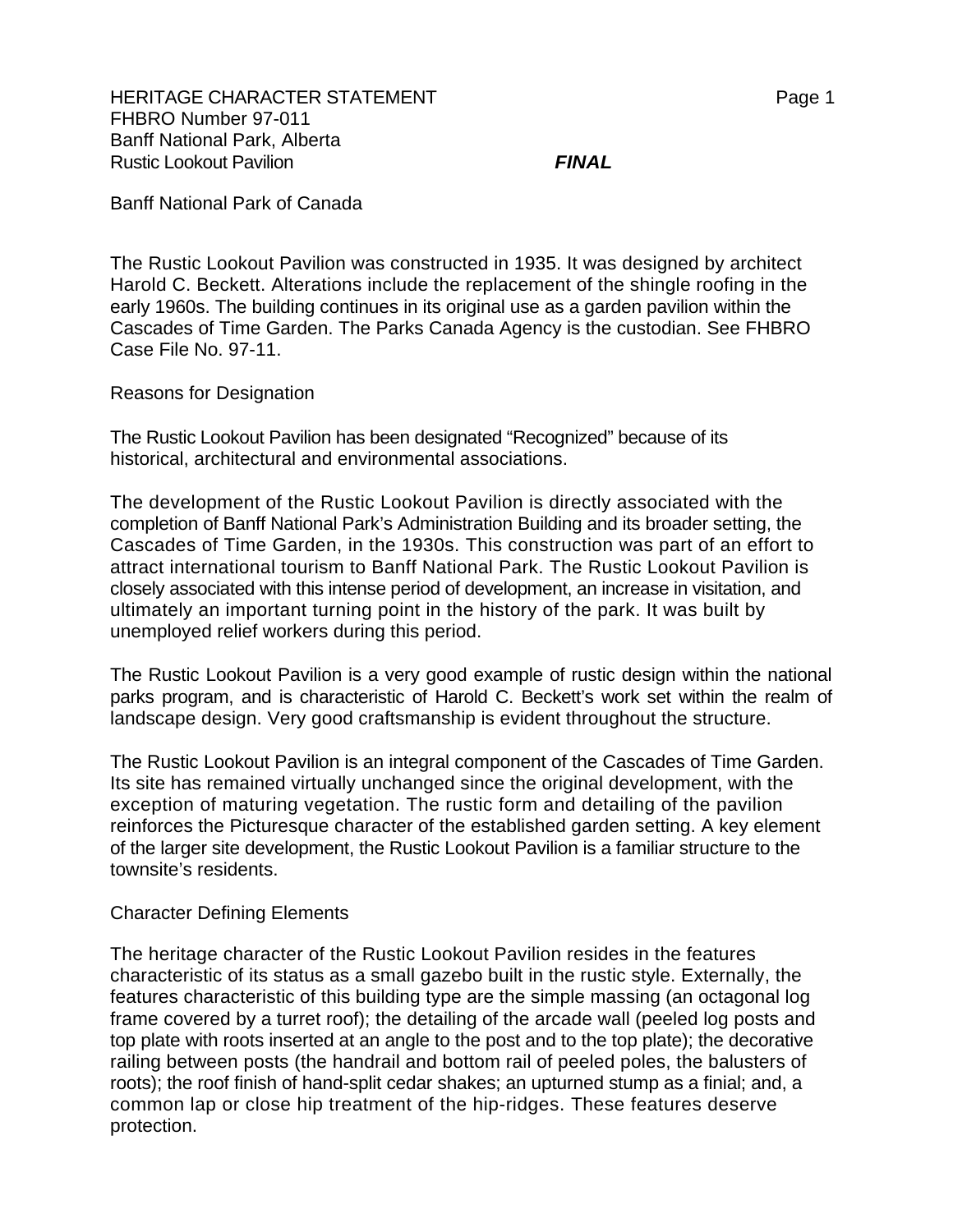HERITAGE CHARACTER STATEMENT
FHBRO Number 97-011
Banff National Park, Alberta
Rustic Lookout Pavilion ***FINAL***

Banff National Park of Canada

The Rustic Lookout Pavilion was constructed in 1935. It was designed by architect Harold C. Beckett. Alterations include the replacement of the shingle roofing in the early 1960s. The building continues in its original use as a garden pavilion within the Cascades of Time Garden. The Parks Canada Agency is the custodian. See FHBRO Case File No. 97-11.

## Reasons for Designation

The Rustic Lookout Pavilion has been designated "Recognized" because of its historical, architectural and environmental associations.

The development of the Rustic Lookout Pavilion is directly associated with the completion of Banff National Park's Administration Building and its broader setting, the Cascades of Time Garden, in the 1930s. This construction was part of an effort to attract international tourism to Banff National Park. The Rustic Lookout Pavilion is closely associated with this intense period of development, an increase in visitation, and ultimately an important turning point in the history of the park. It was built by unemployed relief workers during this period.

The Rustic Lookout Pavilion is a very good example of rustic design within the national parks program, and is characteristic of Harold C. Beckett's work set within the realm of landscape design. Very good craftsmanship is evident throughout the structure.

The Rustic Lookout Pavilion is an integral component of the Cascades of Time Garden. Its site has remained virtually unchanged since the original development, with the exception of maturing vegetation. The rustic form and detailing of the pavilion reinforces the Picturesque character of the established garden setting. A key element of the larger site development, the Rustic Lookout Pavilion is a familiar structure to the townsite's residents.

## Character Defining Elements

The heritage character of the Rustic Lookout Pavilion resides in the features characteristic of its status as a small gazebo built in the rustic style. Externally, the features characteristic of this building type are the simple massing (an octagonal log frame covered by a turret roof); the detailing of the arcade wall (peeled log posts and top plate with roots inserted at an angle to the post and to the top plate); the decorative railing between posts (the handrail and bottom rail of peeled poles, the balusters of roots); the roof finish of hand-split cedar shakes; an upturned stump as a finial; and, a common lap or close hip treatment of the hip-ridges. These features deserve protection.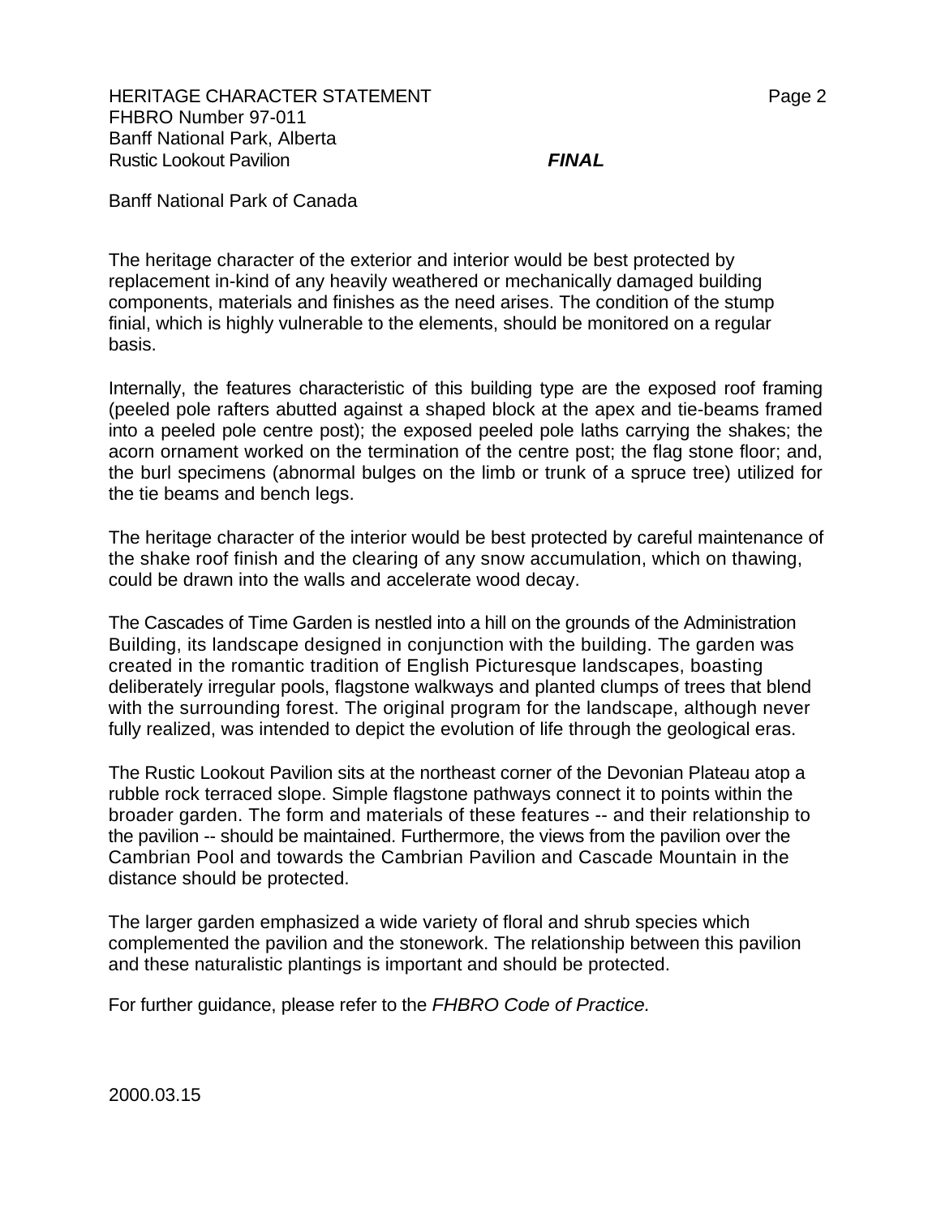Banff National Park of Canada

The heritage character of the exterior and interior would be best protected by replacement in-kind of any heavily weathered or mechanically damaged building components, materials and finishes as the need arises. The condition of the stump finial, which is highly vulnerable to the elements, should be monitored on a regular basis.

Internally, the features characteristic of this building type are the exposed roof framing (peeled pole rafters abutted against a shaped block at the apex and tie-beams framed into a peeled pole centre post); the exposed peeled pole laths carrying the shakes; the acorn ornament worked on the termination of the centre post; the flag stone floor; and, the burl specimens (abnormal bulges on the limb or trunk of a spruce tree) utilized for the tie beams and bench legs.

The heritage character of the interior would be best protected by careful maintenance of the shake roof finish and the clearing of any snow accumulation, which on thawing, could be drawn into the walls and accelerate wood decay.

The Cascades of Time Garden is nestled into a hill on the grounds of the Administration Building, its landscape designed in conjunction with the building. The garden was created in the romantic tradition of English Picturesque landscapes, boasting deliberately irregular pools, flagstone walkways and planted clumps of trees that blend with the surrounding forest. The original program for the landscape, although never fully realized, was intended to depict the evolution of life through the geological eras.

The Rustic Lookout Pavilion sits at the northeast corner of the Devonian Plateau atop a rubble rock terraced slope. Simple flagstone pathways connect it to points within the broader garden. The form and materials of these features -- and their relationship to the pavilion -- should be maintained. Furthermore, the views from the pavilion over the Cambrian Pool and towards the Cambrian Pavilion and Cascade Mountain in the distance should be protected.

The larger garden emphasized a wide variety of floral and shrub species which complemented the pavilion and the stonework. The relationship between this pavilion and these naturalistic plantings is important and should be protected.

For further guidance, please refer to the *FHBRO Code of Practice.*

2000.03.15